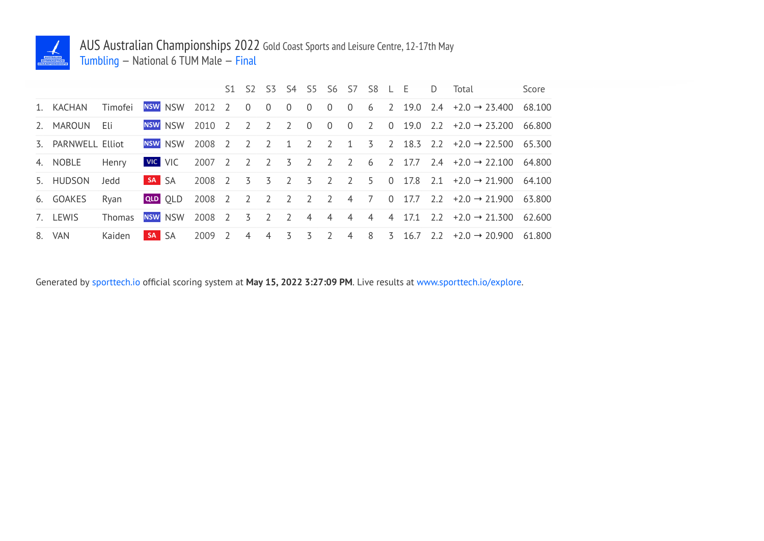# AUS Australian Championships 2022 Gold Coast Sports and Leisure Centre, 12-17th May

## Tumbling – National 6 TUM Male – Final

| | | | | | | S1 | S2 | S3 | S4 | S5 | S6 | S7 | S8 | L | E | D | Total | Score |
|---|---|---|---|---|---|---|---|---|---|---|---|---|---|---|---|---|---|---|
| 1. | KACHAN | Timofei | NSW | NSW | 2012 | 2 | 0 | 0 | 0 | 0 | 0 | 0 | 6 | 2 | 19.0 | 2.4 | +2.0 → 23.400 | 68.100 |
| 2. | MAROUN | Eli | NSW | NSW | 2010 | 2 | 2 | 2 | 2 | 0 | 0 | 0 | 2 | 0 | 19.0 | 2.2 | +2.0 → 23.200 | 66.800 |
| 3. | PARNWELL | Elliot | NSW | NSW | 2008 | 2 | 2 | 2 | 1 | 2 | 2 | 1 | 3 | 2 | 18.3 | 2.2 | +2.0 → 22.500 | 65.300 |
| 4. | NOBLE | Henry | VIC | VIC | 2007 | 2 | 2 | 2 | 3 | 2 | 2 | 2 | 6 | 2 | 17.7 | 2.4 | +2.0 → 22.100 | 64.800 |
| 5. | HUDSON | Jedd | SA | SA | 2008 | 2 | 3 | 3 | 2 | 3 | 2 | 2 | 5 | 0 | 17.8 | 2.1 | +2.0 → 21.900 | 64.100 |
| 6. | GOAKES | Ryan | QLD | QLD | 2008 | 2 | 2 | 2 | 2 | 2 | 2 | 4 | 7 | 0 | 17.7 | 2.2 | +2.0 → 21.900 | 63.800 |
| 7. | LEWIS | Thomas | NSW | NSW | 2008 | 2 | 3 | 2 | 2 | 4 | 4 | 4 | 4 | 4 | 17.1 | 2.2 | +2.0 → 21.300 | 62.600 |
| 8. | VAN | Kaiden | SA | SA | 2009 | 2 | 4 | 4 | 3 | 3 | 2 | 4 | 8 | 3 | 16.7 | 2.2 | +2.0 → 20.900 | 61.800 |

Generated by sporttech.io official scoring system at **May 15, 2022 3:27:09 PM**. Live results at www.sporttech.io/explore.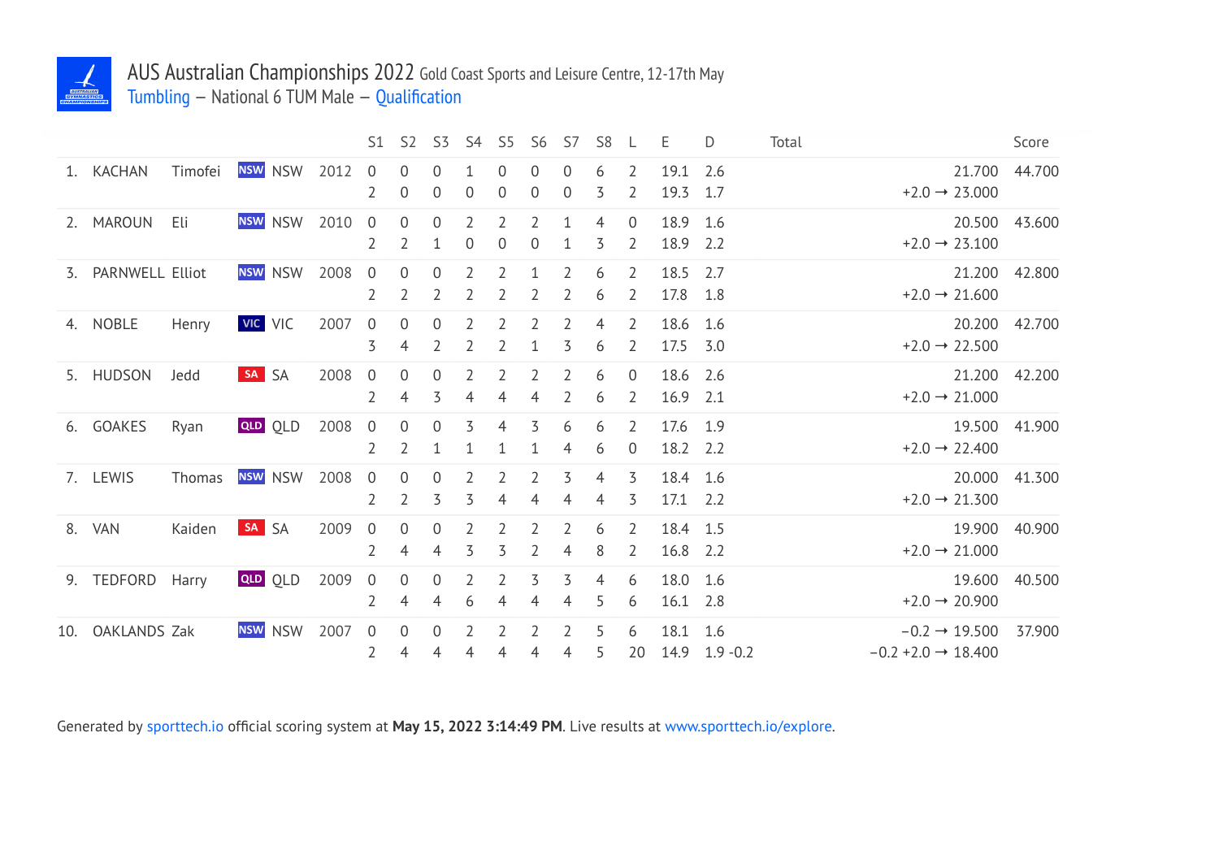# AUS Australian Championships 2022 Gold Coast Sports and Leisure Centre, 12-17th May

## Tumbling – National 6 TUM Male – Qualification

| | | | | | S1 | S2 | S3 | S4 | S5 | S6 | S7 | S8 | L | E | D | Total | Score |
|---|---|---|---|---|---|---|---|---|---|---|---|---|---|---|---|---|---|
| 1. | KACHAN | Timofei | NSW | 2012 | 0 | 0 | 0 | 1 | 0 | 0 | 0 | 6 | 2 | 19.1 | 2.6 | 21.700 | 44.700 |
| | | | | | 2 | 0 | 0 | 0 | 0 | 0 | 0 | 3 | 2 | 19.3 | 1.7 | +2.0 → 23.000 | |
| 2. | MAROUN | Eli | NSW | 2010 | 0 | 0 | 0 | 2 | 2 | 2 | 1 | 4 | 0 | 18.9 | 1.6 | 20.500 | 43.600 |
| | | | | | 2 | 2 | 1 | 0 | 0 | 0 | 1 | 3 | 2 | 18.9 | 2.2 | +2.0 → 23.100 | |
| 3. | PARNWELL | Elliot | NSW | 2008 | 0 | 0 | 0 | 2 | 2 | 1 | 2 | 6 | 2 | 18.5 | 2.7 | 21.200 | 42.800 |
| | | | | | 2 | 2 | 2 | 2 | 2 | 2 | 2 | 6 | 2 | 17.8 | 1.8 | +2.0 → 21.600 | |
| 4. | NOBLE | Henry | VIC | 2007 | 0 | 0 | 0 | 2 | 2 | 2 | 2 | 4 | 2 | 18.6 | 1.6 | 20.200 | 42.700 |
| | | | | | 3 | 4 | 2 | 2 | 2 | 1 | 3 | 6 | 2 | 17.5 | 3.0 | +2.0 → 22.500 | |
| 5. | HUDSON | Jedd | SA | 2008 | 0 | 0 | 0 | 2 | 2 | 2 | 2 | 6 | 0 | 18.6 | 2.6 | 21.200 | 42.200 |
| | | | | | 2 | 4 | 3 | 4 | 4 | 4 | 2 | 6 | 2 | 16.9 | 2.1 | +2.0 → 21.000 | |
| 6. | GOAKES | Ryan | QLD | 2008 | 0 | 0 | 0 | 3 | 4 | 3 | 6 | 6 | 2 | 17.6 | 1.9 | 19.500 | 41.900 |
| | | | | | 2 | 2 | 1 | 1 | 1 | 1 | 4 | 6 | 0 | 18.2 | 2.2 | +2.0 → 22.400 | |
| 7. | LEWIS | Thomas | NSW | 2008 | 0 | 0 | 0 | 2 | 2 | 2 | 3 | 4 | 3 | 18.4 | 1.6 | 20.000 | 41.300 |
| | | | | | 2 | 2 | 3 | 3 | 4 | 4 | 4 | 4 | 3 | 17.1 | 2.2 | +2.0 → 21.300 | |
| 8. | VAN | Kaiden | SA | 2009 | 0 | 0 | 0 | 2 | 2 | 2 | 2 | 6 | 2 | 18.4 | 1.5 | 19.900 | 40.900 |
| | | | | | 2 | 4 | 4 | 3 | 3 | 2 | 4 | 8 | 2 | 16.8 | 2.2 | +2.0 → 21.000 | |
| 9. | TEDFORD | Harry | QLD | 2009 | 0 | 0 | 0 | 2 | 2 | 3 | 3 | 4 | 6 | 18.0 | 1.6 | 19.600 | 40.500 |
| | | | | | 2 | 4 | 4 | 6 | 4 | 4 | 4 | 5 | 6 | 16.1 | 2.8 | +2.0 → 20.900 | |
| 10. | OAKLANDS | Zak | NSW | 2007 | 0 | 0 | 0 | 2 | 2 | 2 | 2 | 5 | 6 | 18.1 | 1.6 | −0.2 → 19.500 | 37.900 |
| | | | | | 2 | 4 | 4 | 4 | 4 | 4 | 4 | 5 | 20 | 14.9 | 1.9 -0.2 | −0.2 +2.0 → 18.400 | |

Generated by sporttech.io official scoring system at **May 15, 2022 3:14:49 PM**. Live results at www.sporttech.io/explore.